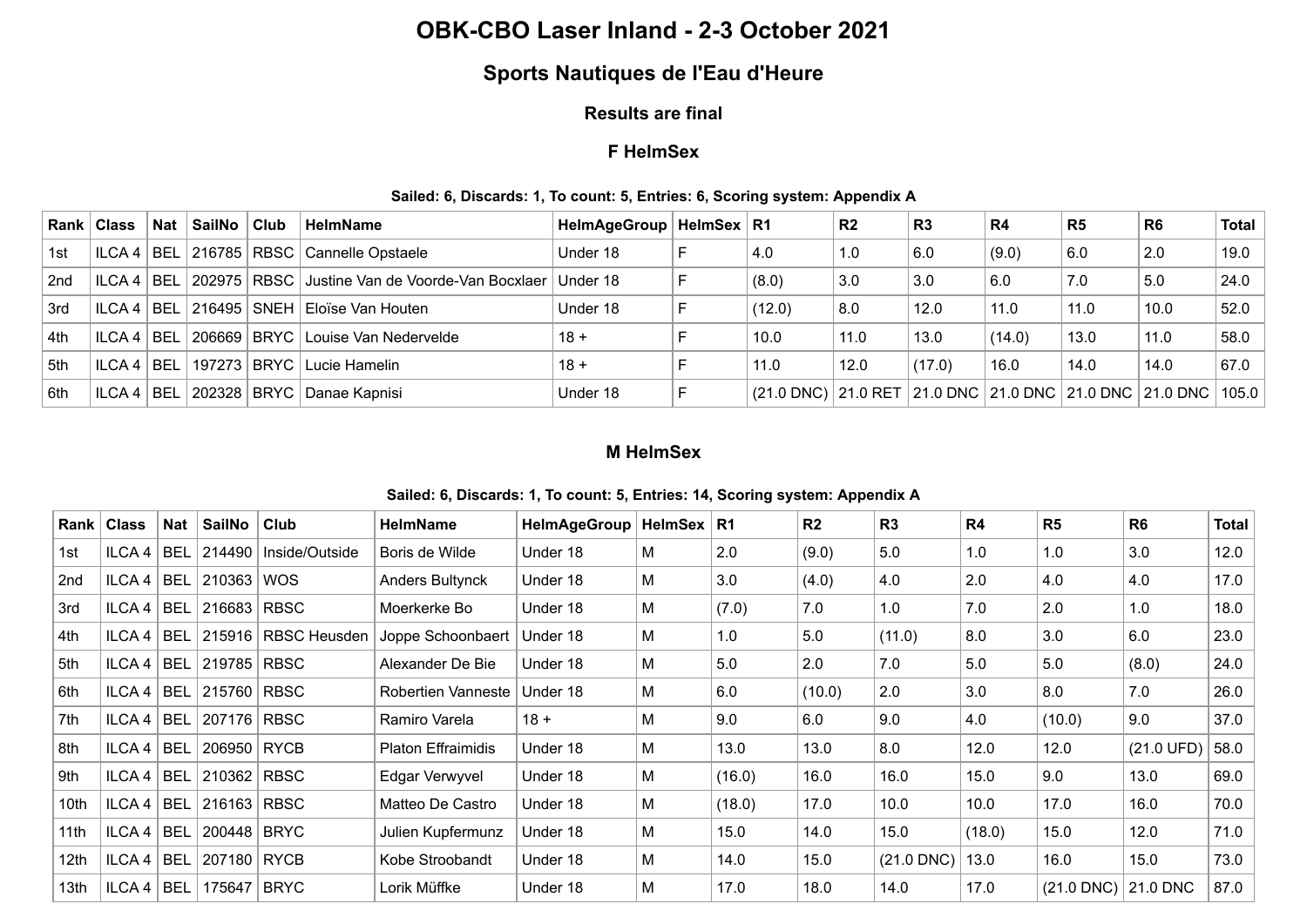# OBK-CBO Laser Inland - 2-3 October 2021

## Sports Nautiques de l'Eau d'Heure

### Results are final

### F HelmSex

**Sailed: 6, Discards: 1, To count: 5, Entries: 6, Scoring system: Appendix A**

| Rank | Class | Nat | SailNo | Club | HelmName | HelmAgeGroup | HelmSex | R1 | R2 | R3 | R4 | R5 | R6 | Total |
|---|---|---|---|---|---|---|---|---|---|---|---|---|---|---|
| 1st | ILCA 4 | BEL | 216785 | RBSC | Cannelle Opstaele | Under 18 | F | 4.0 | 1.0 | 6.0 | (9.0) | 6.0 | 2.0 | 19.0 |
| 2nd | ILCA 4 | BEL | 202975 | RBSC | Justine Van de Voorde-Van Bocxlaer | Under 18 | F | (8.0) | 3.0 | 3.0 | 6.0 | 7.0 | 5.0 | 24.0 |
| 3rd | ILCA 4 | BEL | 216495 | SNEH | Eloïse Van Houten | Under 18 | F | (12.0) | 8.0 | 12.0 | 11.0 | 11.0 | 10.0 | 52.0 |
| 4th | ILCA 4 | BEL | 206669 | BRYC | Louise Van Nedervelde | 18 + | F | 10.0 | 11.0 | 13.0 | (14.0) | 13.0 | 11.0 | 58.0 |
| 5th | ILCA 4 | BEL | 197273 | BRYC | Lucie Hamelin | 18 + | F | 11.0 | 12.0 | (17.0) | 16.0 | 14.0 | 14.0 | 67.0 |
| 6th | ILCA 4 | BEL | 202328 | BRYC | Danae Kapnisi | Under 18 | F | (21.0 DNC) | 21.0 RET | 21.0 DNC | 21.0 DNC | 21.0 DNC | 21.0 DNC | 105.0 |

### M HelmSex

**Sailed: 6, Discards: 1, To count: 5, Entries: 14, Scoring system: Appendix A**

| Rank | Class | Nat | SailNo | Club | HelmName | HelmAgeGroup | HelmSex | R1 | R2 | R3 | R4 | R5 | R6 | Total |
|---|---|---|---|---|---|---|---|---|---|---|---|---|---|---|
| 1st | ILCA 4 | BEL | 214490 | Inside/Outside | Boris de Wilde | Under 18 | M | 2.0 | (9.0) | 5.0 | 1.0 | 1.0 | 3.0 | 12.0 |
| 2nd | ILCA 4 | BEL | 210363 | WOS | Anders Bultynck | Under 18 | M | 3.0 | (4.0) | 4.0 | 2.0 | 4.0 | 4.0 | 17.0 |
| 3rd | ILCA 4 | BEL | 216683 | RBSC | Moerkerke Bo | Under 18 | M | (7.0) | 7.0 | 1.0 | 7.0 | 2.0 | 1.0 | 18.0 |
| 4th | ILCA 4 | BEL | 215916 | RBSC Heusden | Joppe Schoonbaert | Under 18 | M | 1.0 | 5.0 | (11.0) | 8.0 | 3.0 | 6.0 | 23.0 |
| 5th | ILCA 4 | BEL | 219785 | RBSC | Alexander De Bie | Under 18 | M | 5.0 | 2.0 | 7.0 | 5.0 | 5.0 | (8.0) | 24.0 |
| 6th | ILCA 4 | BEL | 215760 | RBSC | Robertien Vanneste | Under 18 | M | 6.0 | (10.0) | 2.0 | 3.0 | 8.0 | 7.0 | 26.0 |
| 7th | ILCA 4 | BEL | 207176 | RBSC | Ramiro Varela | 18 + | M | 9.0 | 6.0 | 9.0 | 4.0 | (10.0) | 9.0 | 37.0 |
| 8th | ILCA 4 | BEL | 206950 | RYCB | Platon Effraimidis | Under 18 | M | 13.0 | 13.0 | 8.0 | 12.0 | 12.0 | (21.0 UFD) | 58.0 |
| 9th | ILCA 4 | BEL | 210362 | RBSC | Edgar Verwyvel | Under 18 | M | (16.0) | 16.0 | 16.0 | 15.0 | 9.0 | 13.0 | 69.0 |
| 10th | ILCA 4 | BEL | 216163 | RBSC | Matteo De Castro | Under 18 | M | (18.0) | 17.0 | 10.0 | 10.0 | 17.0 | 16.0 | 70.0 |
| 11th | ILCA 4 | BEL | 200448 | BRYC | Julien Kupfermunz | Under 18 | M | 15.0 | 14.0 | 15.0 | (18.0) | 15.0 | 12.0 | 71.0 |
| 12th | ILCA 4 | BEL | 207180 | RYCB | Kobe Stroobandt | Under 18 | M | 14.0 | 15.0 | (21.0 DNC) | 13.0 | 16.0 | 15.0 | 73.0 |
| 13th | ILCA 4 | BEL | 175647 | BRYC | Lorik Müffke | Under 18 | M | 17.0 | 18.0 | 14.0 | 17.0 | (21.0 DNC) | 21.0 DNC | 87.0 |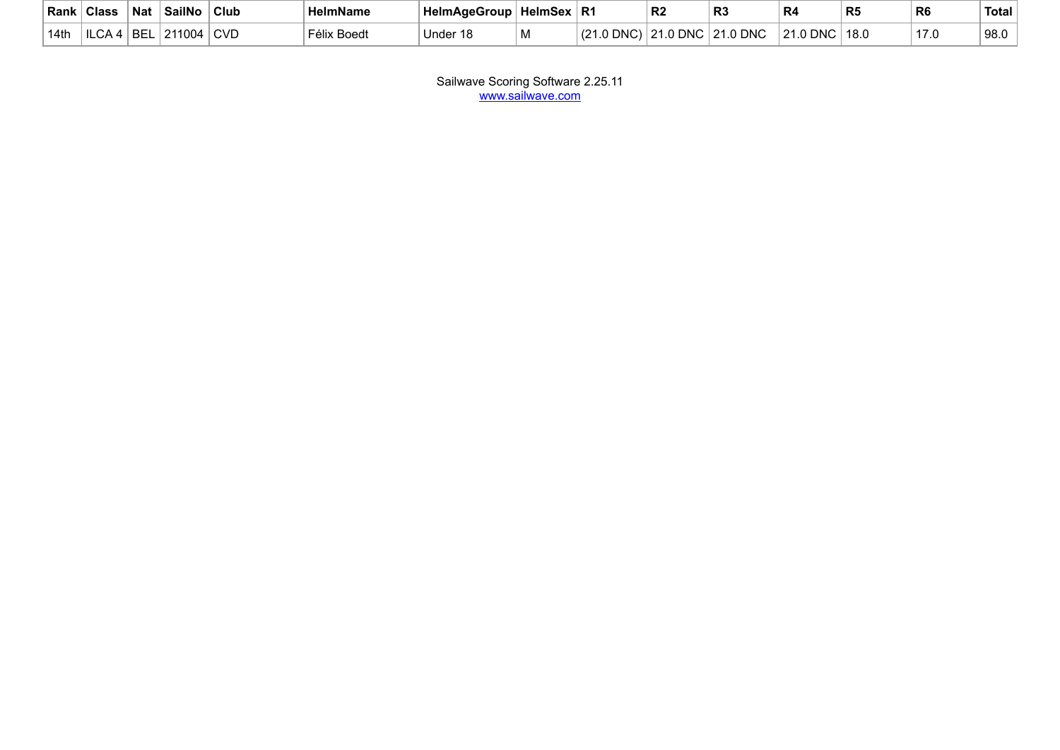| Rank | Class | Nat | SailNo | Club | HelmName | HelmAgeGroup | HelmSex | R1 | R2 | R3 | R4 | R5 | R6 | Total |
|---|---|---|---|---|---|---|---|---|---|---|---|---|---|---|
| 14th | ILCA 4 | BEL | 211004 | CVD | Félix Boedt | Under 18 | M | (21.0 DNC) | 21.0 DNC | 21.0 DNC | 21.0 DNC | 18.0 | 17.0 | 98.0 |

Sailwave Scoring Software 2.25.11
www.sailwave.com